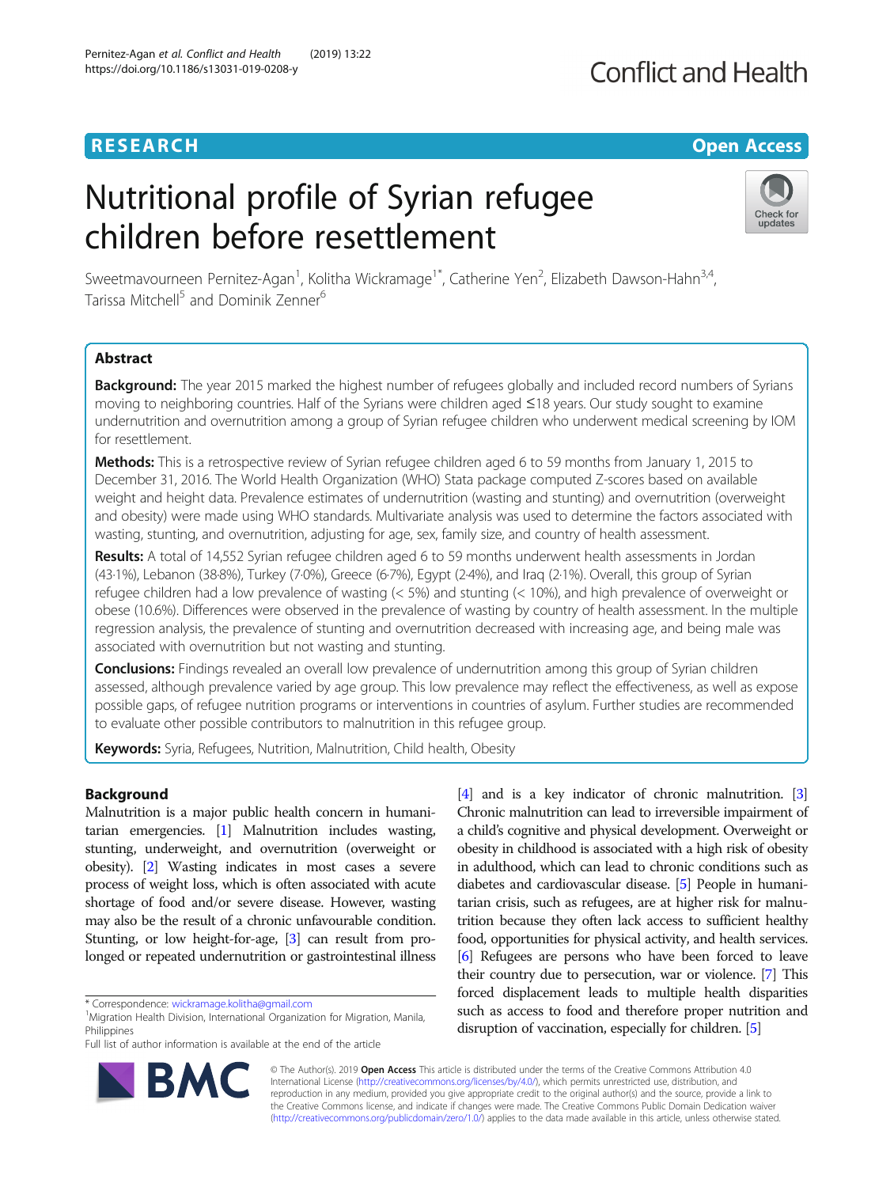**RESEARCH** **Open Access**

# Nutritional profile of Syrian refugee children before resettlement

Sweetmavourneen Pernitez-Agan[1], Kolitha Wickramage[1*], Catherine Yen[2], Elizabeth Dawson-Hahn[3,4], Tarissa Mitchell[5] and Dominik Zenner[6]

## Abstract

**Background:** The year 2015 marked the highest number of refugees globally and included record numbers of Syrians moving to neighboring countries. Half of the Syrians were children aged ≤18 years. Our study sought to examine undernutrition and overnutrition among a group of Syrian refugee children who underwent medical screening by IOM for resettlement.

**Methods:** This is a retrospective review of Syrian refugee children aged 6 to 59 months from January 1, 2015 to December 31, 2016. The World Health Organization (WHO) Stata package computed Z-scores based on available weight and height data. Prevalence estimates of undernutrition (wasting and stunting) and overnutrition (overweight and obesity) were made using WHO standards. Multivariate analysis was used to determine the factors associated with wasting, stunting, and overnutrition, adjusting for age, sex, family size, and country of health assessment.

**Results:** A total of 14,552 Syrian refugee children aged 6 to 59 months underwent health assessments in Jordan (43·1%), Lebanon (38·8%), Turkey (7·0%), Greece (6·7%), Egypt (2·4%), and Iraq (2·1%). Overall, this group of Syrian refugee children had a low prevalence of wasting (< 5%) and stunting (< 10%), and high prevalence of overweight or obese (10.6%). Differences were observed in the prevalence of wasting by country of health assessment. In the multiple regression analysis, the prevalence of stunting and overnutrition decreased with increasing age, and being male was associated with overnutrition but not wasting and stunting.

**Conclusions:** Findings revealed an overall low prevalence of undernutrition among this group of Syrian children assessed, although prevalence varied by age group. This low prevalence may reflect the effectiveness, as well as expose possible gaps, of refugee nutrition programs or interventions in countries of asylum. Further studies are recommended to evaluate other possible contributors to malnutrition in this refugee group.

**Keywords:** Syria, Refugees, Nutrition, Malnutrition, Child health, Obesity

## Background

Malnutrition is a major public health concern in humanitarian emergencies. [1] Malnutrition includes wasting, stunting, underweight, and overnutrition (overweight or obesity). [2] Wasting indicates in most cases a severe process of weight loss, which is often associated with acute shortage of food and/or severe disease. However, wasting may also be the result of a chronic unfavourable condition. Stunting, or low height-for-age, [3] can result from prolonged or repeated undernutrition or gastrointestinal illness [4] and is a key indicator of chronic malnutrition. [3] Chronic malnutrition can lead to irreversible impairment of a child's cognitive and physical development. Overweight or obesity in childhood is associated with a high risk of obesity in adulthood, which can lead to chronic conditions such as diabetes and cardiovascular disease. [5] People in humanitarian crisis, such as refugees, are at higher risk for malnutrition because they often lack access to sufficient healthy food, opportunities for physical activity, and health services. [6] Refugees are persons who have been forced to leave their country due to persecution, war or violence. [7] This forced displacement leads to multiple health disparities such as access to food and therefore proper nutrition and disruption of vaccination, especially for children. [5]

\* Correspondence: wickramage.kolitha@gmail.com
[1]Migration Health Division, International Organization for Migration, Manila, Philippines
Full list of author information is available at the end of the article

© The Author(s). 2019 **Open Access** This article is distributed under the terms of the Creative Commons Attribution 4.0 International License (http://creativecommons.org/licenses/by/4.0/), which permits unrestricted use, distribution, and reproduction in any medium, provided you give appropriate credit to the original author(s) and the source, provide a link to the Creative Commons license, and indicate if changes were made. The Creative Commons Public Domain Dedication waiver (http://creativecommons.org/publicdomain/zero/1.0/) applies to the data made available in this article, unless otherwise stated.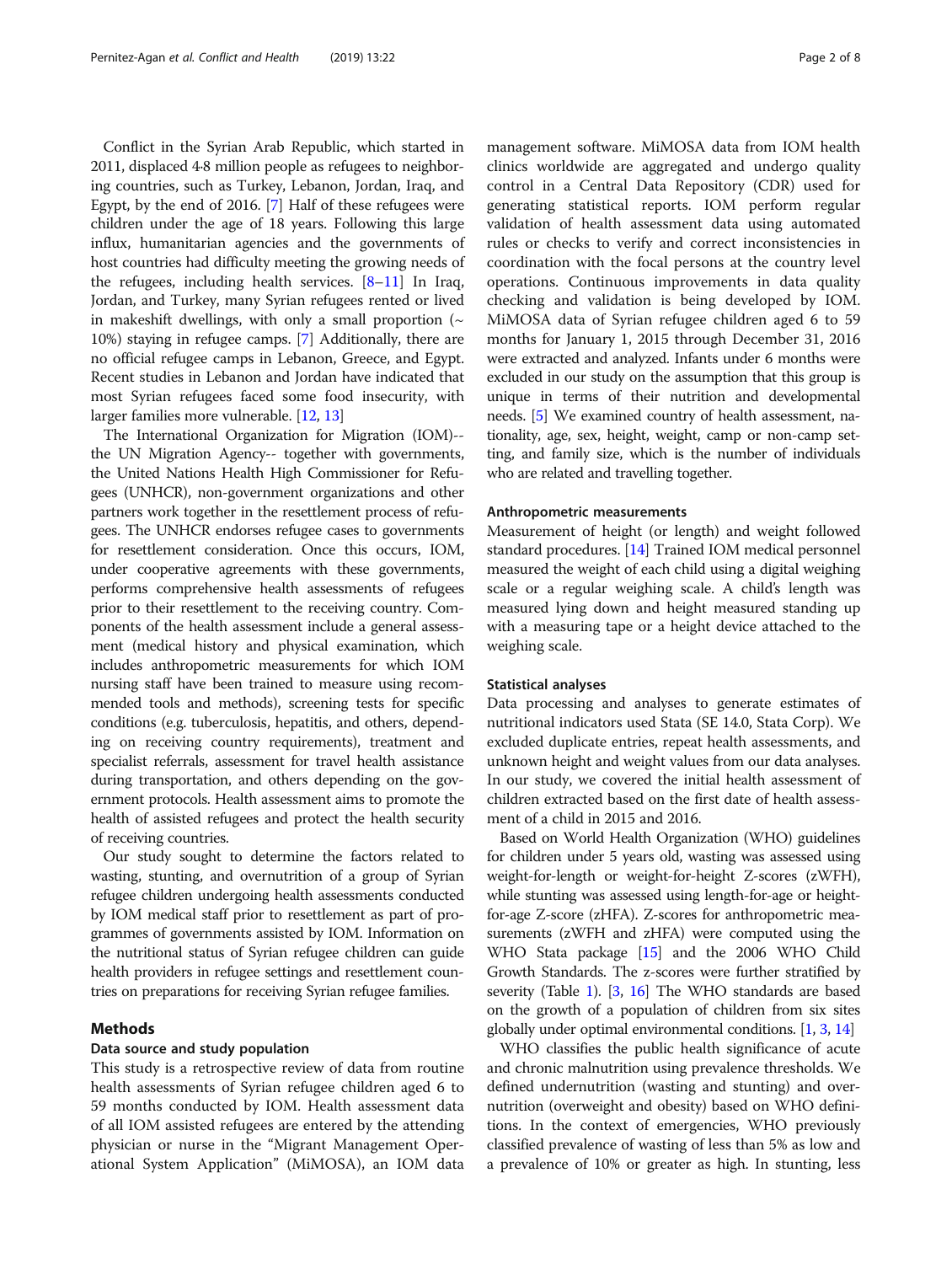Conflict in the Syrian Arab Republic, which started in 2011, displaced 4·8 million people as refugees to neighboring countries, such as Turkey, Lebanon, Jordan, Iraq, and Egypt, by the end of 2016. [7] Half of these refugees were children under the age of 18 years. Following this large influx, humanitarian agencies and the governments of host countries had difficulty meeting the growing needs of the refugees, including health services. [8–11] In Iraq, Jordan, and Turkey, many Syrian refugees rented or lived in makeshift dwellings, with only a small proportion (~ 10%) staying in refugee camps. [7] Additionally, there are no official refugee camps in Lebanon, Greece, and Egypt. Recent studies in Lebanon and Jordan have indicated that most Syrian refugees faced some food insecurity, with larger families more vulnerable. [12, 13]

The International Organization for Migration (IOM)-- the UN Migration Agency-- together with governments, the United Nations Health High Commissioner for Refugees (UNHCR), non-government organizations and other partners work together in the resettlement process of refugees. The UNHCR endorses refugee cases to governments for resettlement consideration. Once this occurs, IOM, under cooperative agreements with these governments, performs comprehensive health assessments of refugees prior to their resettlement to the receiving country. Components of the health assessment include a general assessment (medical history and physical examination, which includes anthropometric measurements for which IOM nursing staff have been trained to measure using recommended tools and methods), screening tests for specific conditions (e.g. tuberculosis, hepatitis, and others, depending on receiving country requirements), treatment and specialist referrals, assessment for travel health assistance during transportation, and others depending on the government protocols. Health assessment aims to promote the health of assisted refugees and protect the health security of receiving countries.

Our study sought to determine the factors related to wasting, stunting, and overnutrition of a group of Syrian refugee children undergoing health assessments conducted by IOM medical staff prior to resettlement as part of programmes of governments assisted by IOM. Information on the nutritional status of Syrian refugee children can guide health providers in refugee settings and resettlement countries on preparations for receiving Syrian refugee families.

## Methods

### Data source and study population

This study is a retrospective review of data from routine health assessments of Syrian refugee children aged 6 to 59 months conducted by IOM. Health assessment data of all IOM assisted refugees are entered by the attending physician or nurse in the "Migrant Management Operational System Application" (MiMOSA), an IOM data management software. MiMOSA data from IOM health clinics worldwide are aggregated and undergo quality control in a Central Data Repository (CDR) used for generating statistical reports. IOM perform regular validation of health assessment data using automated rules or checks to verify and correct inconsistencies in coordination with the focal persons at the country level operations. Continuous improvements in data quality checking and validation is being developed by IOM. MiMOSA data of Syrian refugee children aged 6 to 59 months for January 1, 2015 through December 31, 2016 were extracted and analyzed. Infants under 6 months were excluded in our study on the assumption that this group is unique in terms of their nutrition and developmental needs. [5] We examined country of health assessment, nationality, age, sex, height, weight, camp or non-camp setting, and family size, which is the number of individuals who are related and travelling together.

### Anthropometric measurements

Measurement of height (or length) and weight followed standard procedures. [14] Trained IOM medical personnel measured the weight of each child using a digital weighing scale or a regular weighing scale. A child's length was measured lying down and height measured standing up with a measuring tape or a height device attached to the weighing scale.

### Statistical analyses

Data processing and analyses to generate estimates of nutritional indicators used Stata (SE 14.0, Stata Corp). We excluded duplicate entries, repeat health assessments, and unknown height and weight values from our data analyses. In our study, we covered the initial health assessment of children extracted based on the first date of health assessment of a child in 2015 and 2016.

Based on World Health Organization (WHO) guidelines for children under 5 years old, wasting was assessed using weight-for-length or weight-for-height Z-scores (zWFH), while stunting was assessed using length-for-age or height-for-age Z-score (zHFA). Z-scores for anthropometric measurements (zWFH and zHFA) were computed using the WHO Stata package [15] and the 2006 WHO Child Growth Standards. The z-scores were further stratified by severity (Table 1). [3, 16] The WHO standards are based on the growth of a population of children from six sites globally under optimal environmental conditions. [1, 3, 14]

WHO classifies the public health significance of acute and chronic malnutrition using prevalence thresholds. We defined undernutrition (wasting and stunting) and overnutrition (overweight and obesity) based on WHO definitions. In the context of emergencies, WHO previously classified prevalence of wasting of less than 5% as low and a prevalence of 10% or greater as high. In stunting, less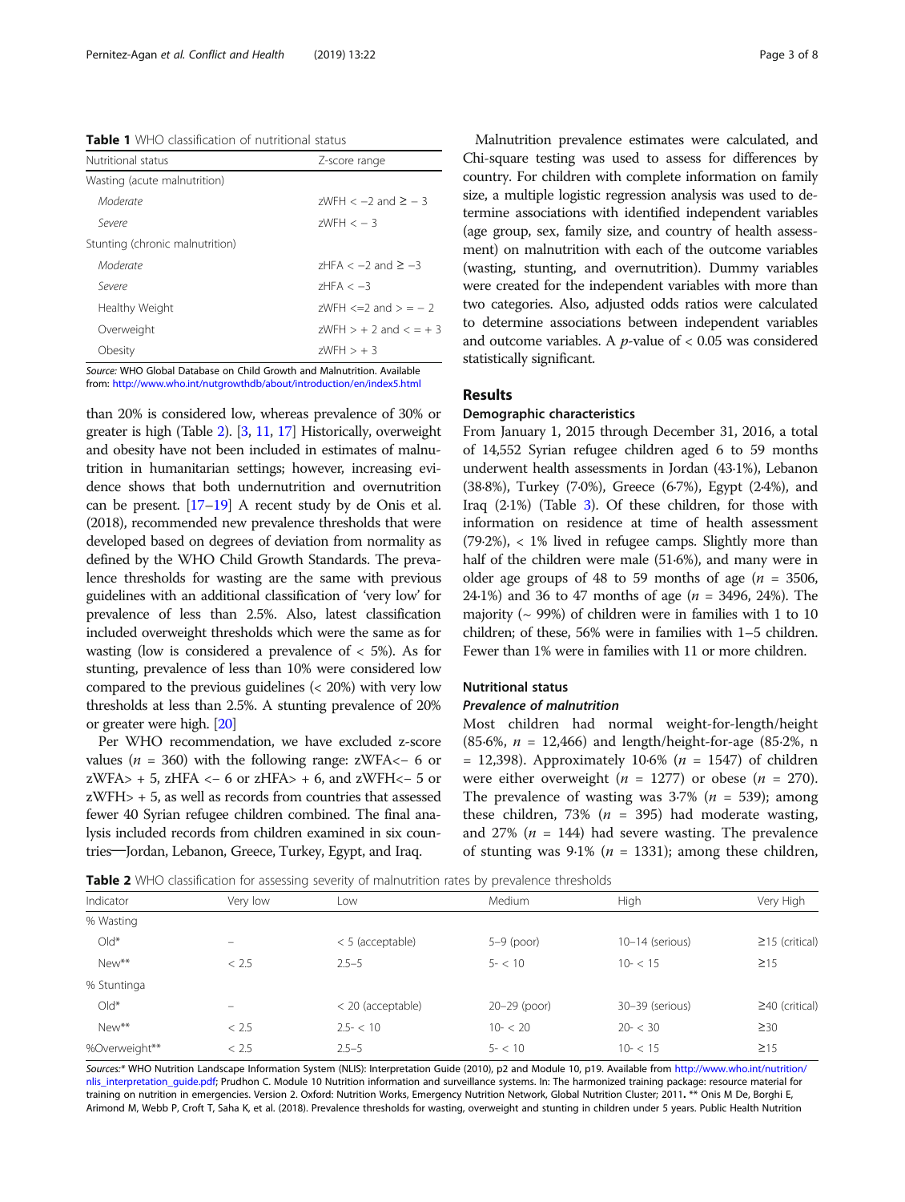**Table 1** WHO classification of nutritional status

| Nutritional status | Z-score range |
| --- | --- |
| Wasting (acute malnutrition) | |
| *Moderate* | zWFH < −2 and ≥ − 3 |
| *Severe* | zWFH < − 3 |
| Stunting (chronic malnutrition) | |
| *Moderate* | zHFA < −2 and ≥ −3 |
| *Severe* | zHFA < −3 |
| Healthy Weight | zWFH <=2 and > = − 2 |
| Overweight | zWFH > + 2 and < = + 3 |
| Obesity | zWFH > + 3 |

*Source:* WHO Global Database on Child Growth and Malnutrition. Available from: http://www.who.int/nutgrowthdb/about/introduction/en/index5.html

than 20% is considered low, whereas prevalence of 30% or greater is high (Table 2). [3, 11, 17] Historically, overweight and obesity have not been included in estimates of malnutrition in humanitarian settings; however, increasing evidence shows that both undernutrition and overnutrition can be present. [17–19] A recent study by de Onis et al. (2018), recommended new prevalence thresholds that were developed based on degrees of deviation from normality as defined by the WHO Child Growth Standards. The prevalence thresholds for wasting are the same with previous guidelines with an additional classification of 'very low' for prevalence of less than 2.5%. Also, latest classification included overweight thresholds which were the same as for wasting (low is considered a prevalence of < 5%). As for stunting, prevalence of less than 10% were considered low compared to the previous guidelines (< 20%) with very low thresholds at less than 2.5%. A stunting prevalence of 20% or greater were high. [20]

Per WHO recommendation, we have excluded z-score values ($n$ = 360) with the following range: zWFA<− 6 or zWFA> + 5, zHFA <− 6 or zHFA> + 6, and zWFH<− 5 or zWFH> + 5, as well as records from countries that assessed fewer 40 Syrian refugee children combined. The final analysis included records from children examined in six countries—Jordan, Lebanon, Greece, Turkey, Egypt, and Iraq.

Malnutrition prevalence estimates were calculated, and Chi-square testing was used to assess for differences by country. For children with complete information on family size, a multiple logistic regression analysis was used to determine associations with identified independent variables (age group, sex, family size, and country of health assessment) on malnutrition with each of the outcome variables (wasting, stunting, and overnutrition). Dummy variables were created for the independent variables with more than two categories. Also, adjusted odds ratios were calculated to determine associations between independent variables and outcome variables. A $p$-value of < 0.05 was considered statistically significant.

## Results

### Demographic characteristics

From January 1, 2015 through December 31, 2016, a total of 14,552 Syrian refugee children aged 6 to 59 months underwent health assessments in Jordan (43·1%), Lebanon (38·8%), Turkey (7·0%), Greece (6·7%), Egypt (2·4%), and Iraq (2·1%) (Table 3). Of these children, for those with information on residence at time of health assessment (79·2%), < 1% lived in refugee camps. Slightly more than half of the children were male (51·6%), and many were in older age groups of 48 to 59 months of age ($n$ = 3506, 24·1%) and 36 to 47 months of age ($n$ = 3496, 24%). The majority (~ 99%) of children were in families with 1 to 10 children; of these, 56% were in families with 1–5 children. Fewer than 1% were in families with 11 or more children.

### Nutritional status

#### *Prevalence of malnutrition*

Most children had normal weight-for-length/height (85·6%, $n$ = 12,466) and length/height-for-age (85·2%, n = 12,398). Approximately 10·6% ($n$ = 1547) of children were either overweight ($n$ = 1277) or obese ($n$ = 270). The prevalence of wasting was 3·7% ($n$ = 539); among these children, 73% ($n$ = 395) had moderate wasting, and 27% ($n$ = 144) had severe wasting. The prevalence of stunting was 9·1% ($n$ = 1331); among these children,

**Table 2** WHO classification for assessing severity of malnutrition rates by prevalence thresholds

| Indicator | Very low | Low | Medium | High | Very High |
| --- | --- | --- | --- | --- | --- |
| % Wasting | | | | | |
| Old* | – | < 5 (acceptable) | 5–9 (poor) | 10–14 (serious) | ≥15 (critical) |
| New** | < 2.5 | 2.5–5 | 5- < 10 | 10- < 15 | ≥15 |
| % Stuntinga | | | | | |
| Old* | – | < 20 (acceptable) | 20–29 (poor) | 30–39 (serious) | ≥40 (critical) |
| New** | < 2.5 | 2.5- < 10 | 10- < 20 | 20- < 30 | ≥30 |
| %Overweight** | < 2.5 | 2.5–5 | 5- < 10 | 10- < 15 | ≥15 |

*Sources:* * WHO Nutrition Landscape Information System (NLIS): Interpretation Guide (2010), p2 and Module 10, p19. Available from http://www.who.int/nutrition/nlis_interpretation_guide.pdf; Prudhon C. Module 10 Nutrition information and surveillance systems. In: The harmonized training package: resource material for training on nutrition in emergencies. Version 2. Oxford: Nutrition Works, Emergency Nutrition Network, Global Nutrition Cluster; 2011. ** Onis M De, Borghi E, Arimond M, Webb P, Croft T, Saha K, et al. (2018). Prevalence thresholds for wasting, overweight and stunting in children under 5 years. Public Health Nutrition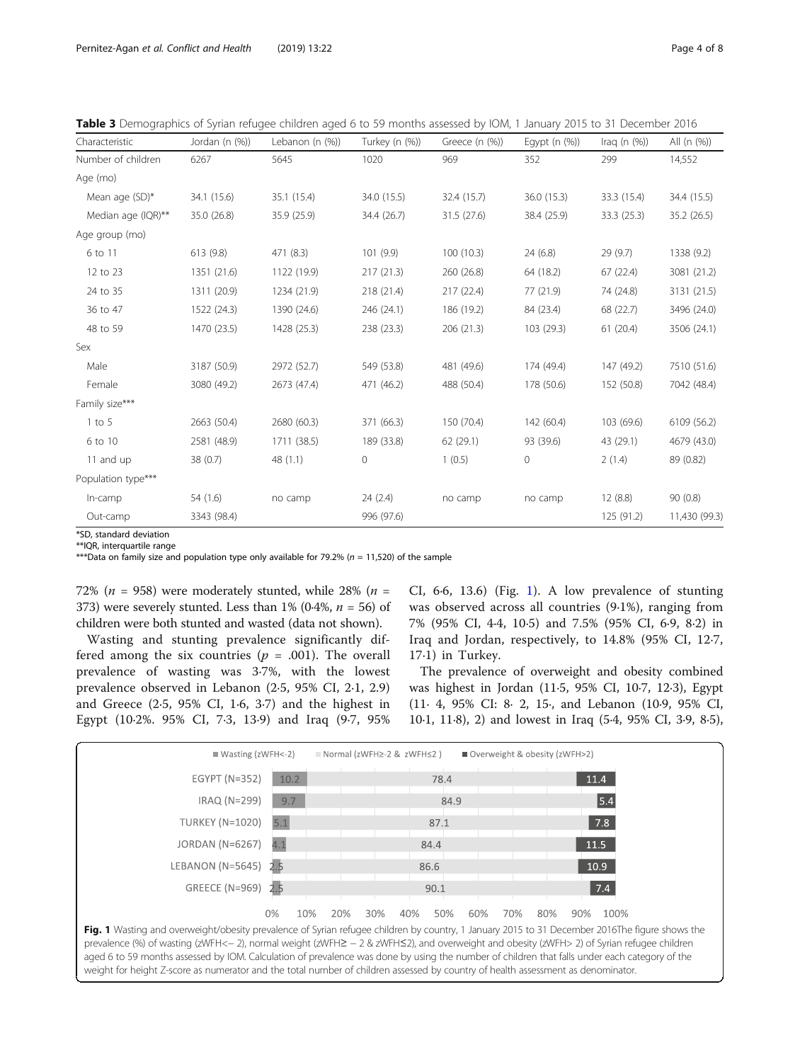**Table 3** Demographics of Syrian refugee children aged 6 to 59 months assessed by IOM, 1 January 2015 to 31 December 2016

| Characteristic | Jordan (n (%)) | Lebanon (n (%)) | Turkey (n (%)) | Greece (n (%)) | Egypt (n (%)) | Iraq (n (%)) | All (n (%)) |
|---|---|---|---|---|---|---|---|
| Number of children | 6267 | 5645 | 1020 | 969 | 352 | 299 | 14,552 |
| Age (mo) | | | | | | | |
| Mean age (SD)* | 34.1 (15.6) | 35.1 (15.4) | 34.0 (15.5) | 32.4 (15.7) | 36.0 (15.3) | 33.3 (15.4) | 34.4 (15.5) |
| Median age (IQR)** | 35.0 (26.8) | 35.9 (25.9) | 34.4 (26.7) | 31.5 (27.6) | 38.4 (25.9) | 33.3 (25.3) | 35.2 (26.5) |
| Age group (mo) | | | | | | | |
| 6 to 11 | 613 (9.8) | 471 (8.3) | 101 (9.9) | 100 (10.3) | 24 (6.8) | 29 (9.7) | 1338 (9.2) |
| 12 to 23 | 1351 (21.6) | 1122 (19.9) | 217 (21.3) | 260 (26.8) | 64 (18.2) | 67 (22.4) | 3081 (21.2) |
| 24 to 35 | 1311 (20.9) | 1234 (21.9) | 218 (21.4) | 217 (22.4) | 77 (21.9) | 74 (24.8) | 3131 (21.5) |
| 36 to 47 | 1522 (24.3) | 1390 (24.6) | 246 (24.1) | 186 (19.2) | 84 (23.4) | 68 (22.7) | 3496 (24.0) |
| 48 to 59 | 1470 (23.5) | 1428 (25.3) | 238 (23.3) | 206 (21.3) | 103 (29.3) | 61 (20.4) | 3506 (24.1) |
| Sex | | | | | | | |
| Male | 3187 (50.9) | 2972 (52.7) | 549 (53.8) | 481 (49.6) | 174 (49.4) | 147 (49.2) | 7510 (51.6) |
| Female | 3080 (49.2) | 2673 (47.4) | 471 (46.2) | 488 (50.4) | 178 (50.6) | 152 (50.8) | 7042 (48.4) |
| Family size*** | | | | | | | |
| 1 to 5 | 2663 (50.4) | 2680 (60.3) | 371 (66.3) | 150 (70.4) | 142 (60.4) | 103 (69.6) | 6109 (56.2) |
| 6 to 10 | 2581 (48.9) | 1711 (38.5) | 189 (33.8) | 62 (29.1) | 93 (39.6) | 43 (29.1) | 4679 (43.0) |
| 11 and up | 38 (0.7) | 48 (1.1) | 0 | 1 (0.5) | 0 | 2 (1.4) | 89 (0.82) |
| Population type*** | | | | | | | |
| In-camp | 54 (1.6) | no camp | 24 (2.4) | no camp | no camp | 12 (8.8) | 90 (0.8) |
| Out-camp | 3343 (98.4) | | 996 (97.6) | | | 125 (91.2) | 11,430 (99.3) |

*SD, standard deviation
**IQR, interquartile range
***Data on family size and population type only available for 79.2% ($n$ = 11,520) of the sample

72% ($n$ = 958) were moderately stunted, while 28% ($n$ = 373) were severely stunted. Less than 1% (0.4%, $n$ = 56) of children were both stunted and wasted (data not shown).

Wasting and stunting prevalence significantly differed among the six countries ($p$ = .001). The overall prevalence of wasting was 3·7%, with the lowest prevalence observed in Lebanon (2·5, 95% CI, 2·1, 2·9) and Greece (2·5, 95% CI, 1·6, 3·7) and the highest in Egypt (10·2%. 95% CI, 7·3, 13·9) and Iraq (9·7, 95% CI, 6·6, 13·6) (Fig. 1). A low prevalence of stunting was observed across all countries (9·1%), ranging from 7% (95% CI, 4·4, 10·5) and 7.5% (95% CI, 6·9, 8·2) in Iraq and Jordan, respectively, to 14.8% (95% CI, 12·7, 17·1) in Turkey.

The prevalence of overweight and obesity combined was highest in Jordan (11·5, 95% CI, 10·7, 12·3), Egypt (11· 4, 95% CI: 8· 2, 15·, and Lebanon (10·9, 95% CI, 10·1, 11·8), 2) and lowest in Iraq (5·4, 95% CI, 3·9, 8·5),

| Country | Wasting (zWFH<-2) | Normal (zWFH≥-2 & zWFH≤2) | Overweight & obesity (zWFH>2) |
|---|---|---|---|
| EGYPT (N=352) | 10.2 | 78.4 | 11.4 |
| IRAQ (N=299) | 9.7 | 84.9 | 5.4 |
| TURKEY (N=1020) | 5.1 | 87.1 | 7.8 |
| JORDAN (N=6267) | 4.1 | 84.4 | 11.5 |
| LEBANON (N=5645) | 2.5 | 86.6 | 10.9 |
| GREECE (N=969) | 2.5 | 90.1 | 7.4 |

**Fig. 1** Wasting and overweight/obesity prevalence of Syrian refugee children by country, 1 January 2015 to 31 December 2016The figure shows the prevalence (%) of wasting (zWFH<− 2), normal weight (zWFH≥ − 2 & zWFH≤2), and overweight and obesity (zWFH> 2) of Syrian refugee children aged 6 to 59 months assessed by IOM. Calculation of prevalence was done by using the number of children that falls under each category of the weight for height Z-score as numerator and the total number of children assessed by country of health assessment as denominator.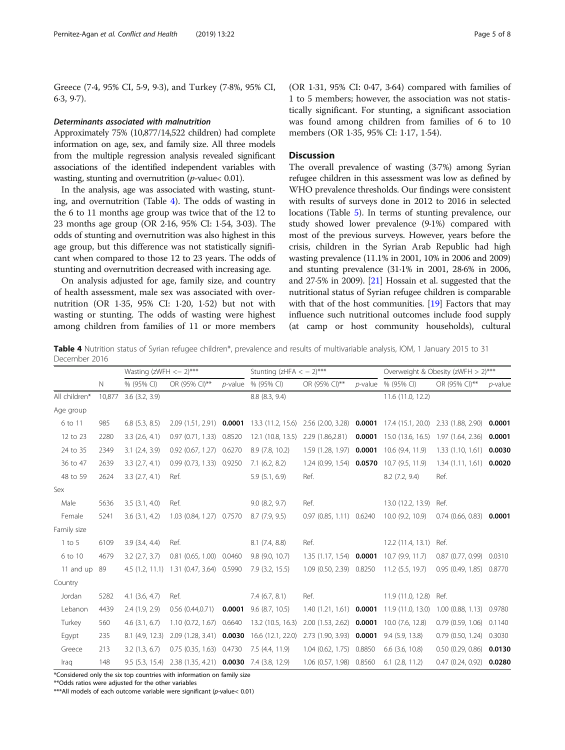Greece (7·4, 95% CI, 5·9, 9·3), and Turkey (7·8%, 95% CI, 6·3, 9·7).

#### Determinants associated with malnutrition

Approximately 75% (10,877/14,522 children) had complete information on age, sex, and family size. All three models from the multiple regression analysis revealed significant associations of the identified independent variables with wasting, stunting and overnutrition ($p$-value< 0.01).

In the analysis, age was associated with wasting, stunting, and overnutrition (Table 4). The odds of wasting in the 6 to 11 months age group was twice that of the 12 to 23 months age group (OR 2·16, 95% CI: 1·54, 3·03). The odds of stunting and overnutrition was also highest in this age group, but this difference was not statistically significant when compared to those 12 to 23 years. The odds of stunting and overnutrition decreased with increasing age.

On analysis adjusted for age, family size, and country of health assessment, male sex was associated with overnutrition (OR 1·35, 95% CI: 1·20, 1·52) but not with wasting or stunting. The odds of wasting were highest among children from families of 11 or more members (OR 1·31, 95% CI: 0·47, 3·64) compared with families of 1 to 5 members; however, the association was not statistically significant. For stunting, a significant association was found among children from families of 6 to 10 members (OR 1·35, 95% CI: 1·17, 1·54).

## Discussion

The overall prevalence of wasting (3·7%) among Syrian refugee children in this assessment was low as defined by WHO prevalence thresholds. Our findings were consistent with results of surveys done in 2012 to 2016 in selected locations (Table 5). In terms of stunting prevalence, our study showed lower prevalence (9·1%) compared with most of the previous surveys. However, years before the crisis, children in the Syrian Arab Republic had high wasting prevalence (11.1% in 2001, 10% in 2006 and 2009) and stunting prevalence (31·1% in 2001, 28·6% in 2006, and 27·5% in 2009). [21] Hossain et al. suggested that the nutritional status of Syrian refugee children is comparable with that of the host communities. [19] Factors that may influence such nutritional outcomes include food supply (at camp or host community households), cultural

**Table 4** Nutrition status of Syrian refugee children*, prevalence and results of multivariable analysis, IOM, 1 January 2015 to 31 December 2016

| | | Wasting (zWFH <− 2)*** | | | Stunting (zHFA < − 2)*** | | | Overweight & Obesity (zWFH > 2)*** | | |
|---|---|---|---|---|---|---|---|---|---|---|
| | N | % (95% CI) | OR (95% CI)** | $p$-value | % (95% CI) | OR (95% CI)** | $p$-value | % (95% CI) | OR (95% CI)** | $p$-value |
| All children* | 10,877 | 3.6 (3.2, 3.9) | | | 8.8 (8.3, 9.4) | | | 11.6 (11.0, 12.2) | | |
| Age group | | | | | | | | | | |
| 6 to 11 | 985 | 6.8 (5.3, 8.5) | 2.09 (1.51, 2.91) | **0.0001** | 13.3 (11.2, 15.6) | 2.56 (2.00, 3.28) | **0.0001** | 17.4 (15.1, 20.0) | 2.33 (1.88, 2.90) | **0.0001** |
| 12 to 23 | 2280 | 3.3 (2.6, 4.1) | 0.97 (0.71, 1.33) | 0.8520 | 12.1 (10.8, 13.5) | 2.29 (1.86,2.81) | **0.0001** | 15.0 (13.6, 16.5) | 1.97 (1.64, 2.36) | **0.0001** |
| 24 to 35 | 2349 | 3.1 (2.4, 3.9) | 0.92 (0.67, 1.27) | 0.6270 | 8.9 (7.8, 10.2) | 1.59 (1.28, 1.97) | **0.0001** | 10.6 (9.4, 11.9) | 1.33 (1.10, 1.61) | **0.0030** |
| 36 to 47 | 2639 | 3.3 (2.7, 4.1) | 0.99 (0.73, 1.33) | 0.9250 | 7.1 (6.2, 8.2) | 1.24 (0.99, 1.54) | **0.0570** | 10.7 (9.5, 11.9) | 1.34 (1.11, 1.61) | **0.0020** |
| 48 to 59 | 2624 | 3.3 (2.7, 4.1) | Ref. | | 5.9 (5.1, 6.9) | Ref. | | 8.2 (7.2, 9.4) | Ref. | |
| Sex | | | | | | | | | | |
| Male | 5636 | 3.5 (3.1, 4.0) | Ref. | | 9.0 (8.2, 9.7) | Ref. | | 13.0 (12.2, 13.9) | Ref. | |
| Female | 5241 | 3.6 (3.1, 4.2) | 1.03 (0.84, 1.27) | 0.7570 | 8.7 (7.9, 9.5) | 0.97 (0.85, 1.11) | 0.6240 | 10.0 (9.2, 10.9) | 0.74 (0.66, 0.83) | **0.0001** |
| Family size | | | | | | | | | | |
| 1 to 5 | 6109 | 3.9 (3.4, 4.4) | Ref. | | 8.1 (7.4, 8.8) | Ref. | | 12.2 (11.4, 13.1) | Ref. | |
| 6 to 10 | 4679 | 3.2 (2.7, 3.7) | 0.81 (0.65, 1.00) | 0.0460 | 9.8 (9.0, 10.7) | 1.35 (1.17, 1.54) | **0.0001** | 10.7 (9.9, 11.7) | 0.87 (0.77, 0.99) | 0.0310 |
| 11 and up | 89 | 4.5 (1.2, 11.1) | 1.31 (0.47, 3.64) | 0.5990 | 7.9 (3.2, 15.5) | 1.09 (0.50, 2.39) | 0.8250 | 11.2 (5.5, 19.7) | 0.95 (0.49, 1.85) | 0.8770 |
| Country | | | | | | | | | | |
| Jordan | 5282 | 4.1 (3.6, 4.7) | Ref. | | 7.4 (6.7, 8.1) | Ref. | | 11.9 (11.0, 12.8) | Ref. | |
| Lebanon | 4439 | 2.4 (1.9, 2.9) | 0.56 (0.44,0.71) | **0.0001** | 9.6 (8.7, 10.5) | 1.40 (1.21, 1.61) | **0.0001** | 11.9 (11.0, 13.0) | 1.00 (0.88, 1.13) | 0.9780 |
| Turkey | 560 | 4.6 (3.1, 6.7) | 1.10 (0.72, 1.67) | 0.6640 | 13.2 (10.5, 16.3) | 2.00 (1.53, 2.62) | **0.0001** | 10.0 (7.6, 12.8) | 0.79 (0.59, 1.06) | 0.1140 |
| Egypt | 235 | 8.1 (4.9, 12.3) | 2.09 (1.28, 3.41) | **0.0030** | 16.6 (12.1, 22.0) | 2.73 (1.90, 3.93) | **0.0001** | 9.4 (5.9, 13.8) | 0.79 (0.50, 1.24) | 0.3030 |
| Greece | 213 | 3.2 (1.3, 6.7) | 0.75 (0.35, 1.63) | 0.4730 | 7.5 (4.4, 11.9) | 1.04 (0.62, 1.75) | 0.8850 | 6.6 (3.6, 10.8) | 0.50 (0.29, 0.86) | **0.0130** |
| Iraq | 148 | 9.5 (5.3, 15.4) | 2.38 (1.35, 4.21) | **0.0030** | 7.4 (3.8, 12.9) | 1.06 (0.57, 1.98) | 0.8560 | 6.1 (2.8, 11.2) | 0.47 (0.24, 0.92) | **0.0280** |

*Considered only the six top countries with information on family size

**Odds ratios were adjusted for the other variables

***All models of each outcome variable were significant ($p$-value< 0.01)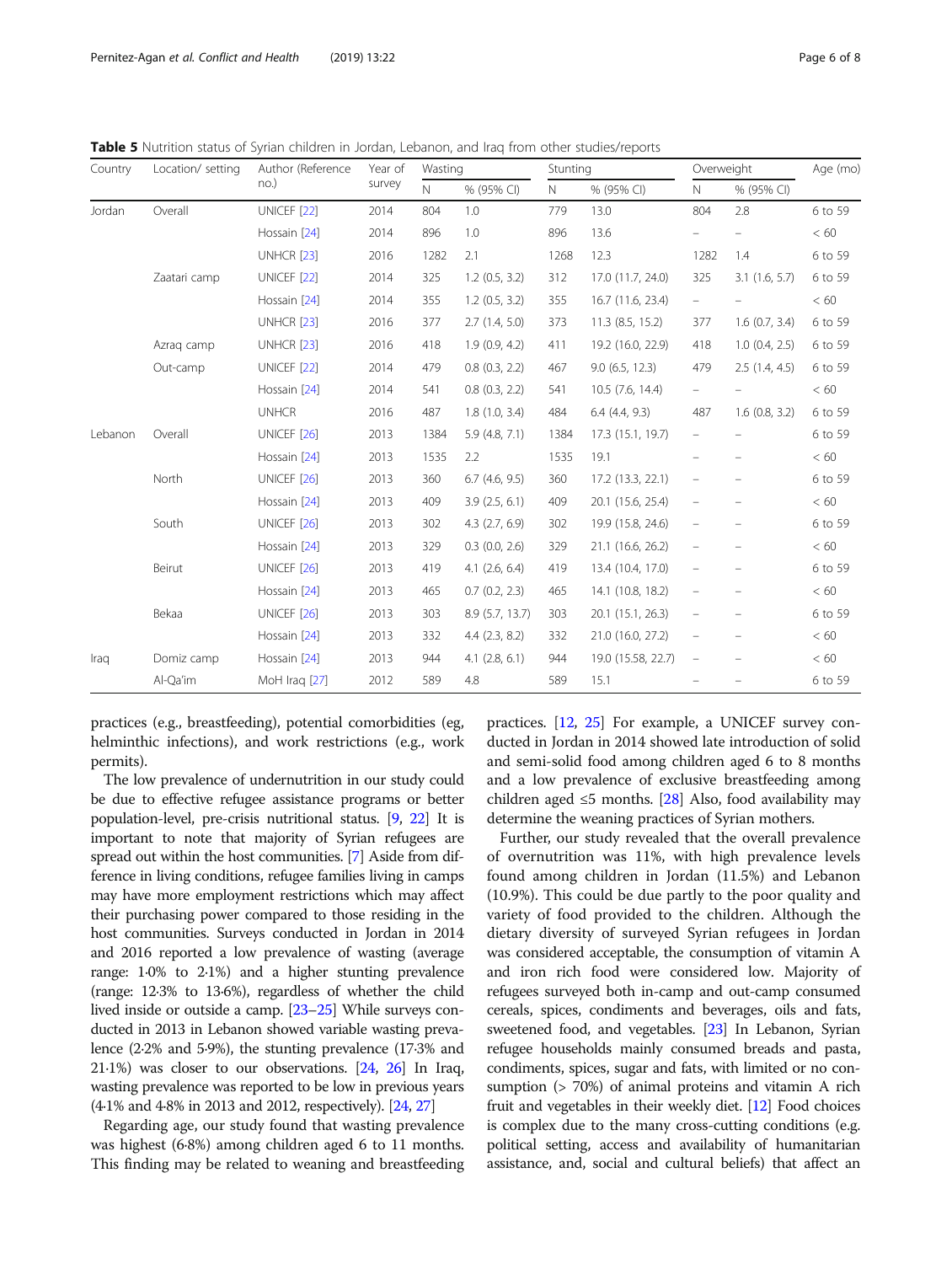**Table 5** Nutrition status of Syrian children in Jordan, Lebanon, and Iraq from other studies/reports

| Country | Location/ setting | Author (Reference no.) | Year of survey | Wasting | | Stunting | | Overweight | | Age (mo) |
|---|---|---|---|---|---|---|---|---|---|---|
| | | | | N | % (95% CI) | N | % (95% CI) | N | % (95% CI) | |
| Jordan | Overall | UNICEF [22] | 2014 | 804 | 1.0 | 779 | 13.0 | 804 | 2.8 | 6 to 59 |
| | | Hossain [24] | 2014 | 896 | 1.0 | 896 | 13.6 | – | – | < 60 |
| | | UNHCR [23] | 2016 | 1282 | 2.1 | 1268 | 12.3 | 1282 | 1.4 | 6 to 59 |
| | Zaatari camp | UNICEF [22] | 2014 | 325 | 1.2 (0.5, 3.2) | 312 | 17.0 (11.7, 24.0) | 325 | 3.1 (1.6, 5.7) | 6 to 59 |
| | | Hossain [24] | 2014 | 355 | 1.2 (0.5, 3.2) | 355 | 16.7 (11.6, 23.4) | – | – | < 60 |
| | | UNHCR [23] | 2016 | 377 | 2.7 (1.4, 5.0) | 373 | 11.3 (8.5, 15.2) | 377 | 1.6 (0.7, 3.4) | 6 to 59 |
| | Azraq camp | UNHCR [23] | 2016 | 418 | 1.9 (0.9, 4.2) | 411 | 19.2 (16.0, 22.9) | 418 | 1.0 (0.4, 2.5) | 6 to 59 |
| | Out-camp | UNICEF [22] | 2014 | 479 | 0.8 (0.3, 2.2) | 467 | 9.0 (6.5, 12.3) | 479 | 2.5 (1.4, 4.5) | 6 to 59 |
| | | Hossain [24] | 2014 | 541 | 0.8 (0.3, 2.2) | 541 | 10.5 (7.6, 14.4) | – | – | < 60 |
| | | UNHCR | 2016 | 487 | 1.8 (1.0, 3.4) | 484 | 6.4 (4.4, 9.3) | 487 | 1.6 (0.8, 3.2) | 6 to 59 |
| Lebanon | Overall | UNICEF [26] | 2013 | 1384 | 5.9 (4.8, 7.1) | 1384 | 17.3 (15.1, 19.7) | – | – | 6 to 59 |
| | | Hossain [24] | 2013 | 1535 | 2.2 | 1535 | 19.1 | – | – | < 60 |
| | North | UNICEF [26] | 2013 | 360 | 6.7 (4.6, 9.5) | 360 | 17.2 (13.3, 22.1) | – | – | 6 to 59 |
| | | Hossain [24] | 2013 | 409 | 3.9 (2.5, 6.1) | 409 | 20.1 (15.6, 25.4) | – | – | < 60 |
| | South | UNICEF [26] | 2013 | 302 | 4.3 (2.7, 6.9) | 302 | 19.9 (15.8, 24.6) | – | – | 6 to 59 |
| | | Hossain [24] | 2013 | 329 | 0.3 (0.0, 2.6) | 329 | 21.1 (16.6, 26.2) | – | – | < 60 |
| | Beirut | UNICEF [26] | 2013 | 419 | 4.1 (2.6, 6.4) | 419 | 13.4 (10.4, 17.0) | – | – | 6 to 59 |
| | | Hossain [24] | 2013 | 465 | 0.7 (0.2, 2.3) | 465 | 14.1 (10.8, 18.2) | – | – | < 60 |
| | Bekaa | UNICEF [26] | 2013 | 303 | 8.9 (5.7, 13.7) | 303 | 20.1 (15.1, 26.3) | – | – | 6 to 59 |
| | | Hossain [24] | 2013 | 332 | 4.4 (2.3, 8.2) | 332 | 21.0 (16.0, 27.2) | – | – | < 60 |
| Iraq | Domiz camp | Hossain [24] | 2013 | 944 | 4.1 (2.8, 6.1) | 944 | 19.0 (15.58, 22.7) | – | – | < 60 |
| | Al-Qa'im | MoH Iraq [27] | 2012 | 589 | 4.8 | 589 | 15.1 | – | – | 6 to 59 |

practices (e.g., breastfeeding), potential comorbidities (eg, helminthic infections), and work restrictions (e.g., work permits).

The low prevalence of undernutrition in our study could be due to effective refugee assistance programs or better population-level, pre-crisis nutritional status. [9, 22] It is important to note that majority of Syrian refugees are spread out within the host communities. [7] Aside from difference in living conditions, refugee families living in camps may have more employment restrictions which may affect their purchasing power compared to those residing in the host communities. Surveys conducted in Jordan in 2014 and 2016 reported a low prevalence of wasting (average range: 1·0% to 2·1%) and a higher stunting prevalence (range: 12·3% to 13·6%), regardless of whether the child lived inside or outside a camp. [23–25] While surveys conducted in 2013 in Lebanon showed variable wasting prevalence (2·2% and 5·9%), the stunting prevalence (17·3% and 21·1%) was closer to our observations. [24, 26] In Iraq, wasting prevalence was reported to be low in previous years (4·1% and 4·8% in 2013 and 2012, respectively). [24, 27]

Regarding age, our study found that wasting prevalence was highest (6·8%) among children aged 6 to 11 months. This finding may be related to weaning and breastfeeding practices. [12, 25] For example, a UNICEF survey conducted in Jordan in 2014 showed late introduction of solid and semi-solid food among children aged 6 to 8 months and a low prevalence of exclusive breastfeeding among children aged ≤5 months. [28] Also, food availability may determine the weaning practices of Syrian mothers.

Further, our study revealed that the overall prevalence of overnutrition was 11%, with high prevalence levels found among children in Jordan (11.5%) and Lebanon (10.9%). This could be due partly to the poor quality and variety of food provided to the children. Although the dietary diversity of surveyed Syrian refugees in Jordan was considered acceptable, the consumption of vitamin A and iron rich food were considered low. Majority of refugees surveyed both in-camp and out-camp consumed cereals, spices, condiments and beverages, oils and fats, sweetened food, and vegetables. [23] In Lebanon, Syrian refugee households mainly consumed breads and pasta, condiments, spices, sugar and fats, with limited or no consumption (> 70%) of animal proteins and vitamin A rich fruit and vegetables in their weekly diet. [12] Food choices is complex due to the many cross-cutting conditions (e.g. political setting, access and availability of humanitarian assistance, and, social and cultural beliefs) that affect an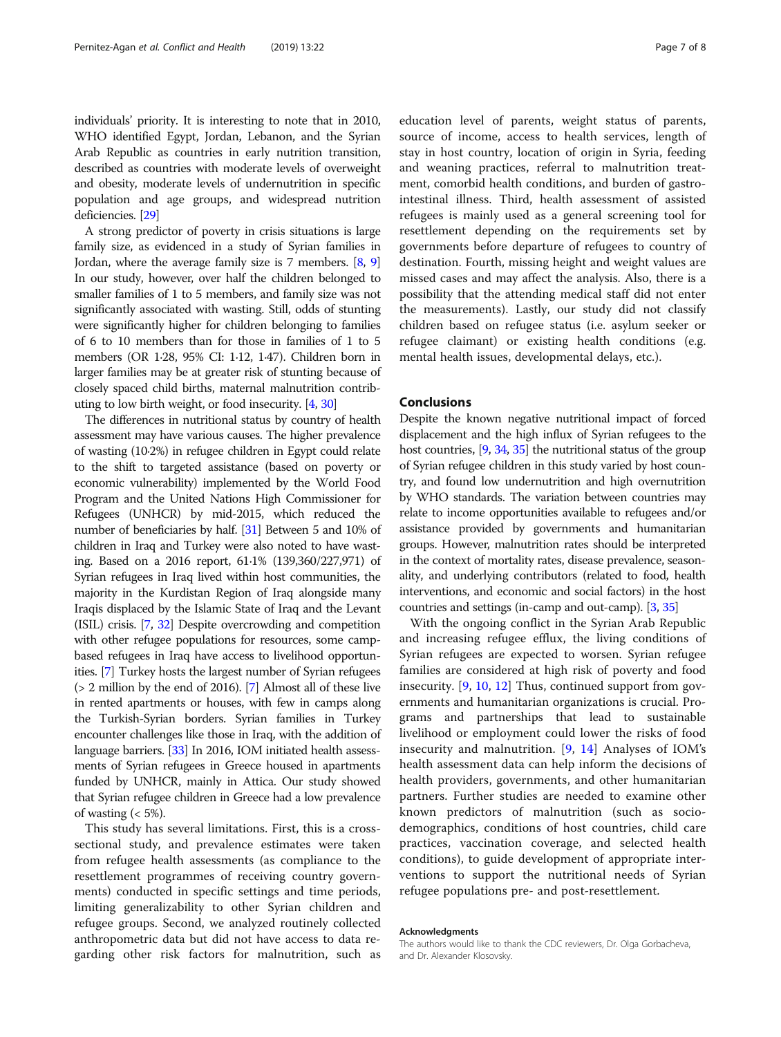individuals' priority. It is interesting to note that in 2010, WHO identified Egypt, Jordan, Lebanon, and the Syrian Arab Republic as countries in early nutrition transition, described as countries with moderate levels of overweight and obesity, moderate levels of undernutrition in specific population and age groups, and widespread nutrition deficiencies. [29]

A strong predictor of poverty in crisis situations is large family size, as evidenced in a study of Syrian families in Jordan, where the average family size is 7 members. [8, 9] In our study, however, over half the children belonged to smaller families of 1 to 5 members, and family size was not significantly associated with wasting. Still, odds of stunting were significantly higher for children belonging to families of 6 to 10 members than for those in families of 1 to 5 members (OR 1·28, 95% CI: 1·12, 1·47). Children born in larger families may be at greater risk of stunting because of closely spaced child births, maternal malnutrition contributing to low birth weight, or food insecurity. [4, 30]

The differences in nutritional status by country of health assessment may have various causes. The higher prevalence of wasting (10·2%) in refugee children in Egypt could relate to the shift to targeted assistance (based on poverty or economic vulnerability) implemented by the World Food Program and the United Nations High Commissioner for Refugees (UNHCR) by mid-2015, which reduced the number of beneficiaries by half. [31] Between 5 and 10% of children in Iraq and Turkey were also noted to have wasting. Based on a 2016 report, 61·1% (139,360/227,971) of Syrian refugees in Iraq lived within host communities, the majority in the Kurdistan Region of Iraq alongside many Iraqis displaced by the Islamic State of Iraq and the Levant (ISIL) crisis. [7, 32] Despite overcrowding and competition with other refugee populations for resources, some camp-based refugees in Iraq have access to livelihood opportunities. [7] Turkey hosts the largest number of Syrian refugees (> 2 million by the end of 2016). [7] Almost all of these live in rented apartments or houses, with few in camps along the Turkish-Syrian borders. Syrian families in Turkey encounter challenges like those in Iraq, with the addition of language barriers. [33] In 2016, IOM initiated health assessments of Syrian refugees in Greece housed in apartments funded by UNHCR, mainly in Attica. Our study showed that Syrian refugee children in Greece had a low prevalence of wasting (< 5%).

This study has several limitations. First, this is a cross-sectional study, and prevalence estimates were taken from refugee health assessments (as compliance to the resettlement programmes of receiving country governments) conducted in specific settings and time periods, limiting generalizability to other Syrian children and refugee groups. Second, we analyzed routinely collected anthropometric data but did not have access to data regarding other risk factors for malnutrition, such as education level of parents, weight status of parents, source of income, access to health services, length of stay in host country, location of origin in Syria, feeding and weaning practices, referral to malnutrition treatment, comorbid health conditions, and burden of gastrointestinal illness. Third, health assessment of assisted refugees is mainly used as a general screening tool for resettlement depending on the requirements set by governments before departure of refugees to country of destination. Fourth, missing height and weight values are missed cases and may affect the analysis. Also, there is a possibility that the attending medical staff did not enter the measurements). Lastly, our study did not classify children based on refugee status (i.e. asylum seeker or refugee claimant) or existing health conditions (e.g. mental health issues, developmental delays, etc.).

## Conclusions

Despite the known negative nutritional impact of forced displacement and the high influx of Syrian refugees to the host countries, [9, 34, 35] the nutritional status of the group of Syrian refugee children in this study varied by host country, and found low undernutrition and high overnutrition by WHO standards. The variation between countries may relate to income opportunities available to refugees and/or assistance provided by governments and humanitarian groups. However, malnutrition rates should be interpreted in the context of mortality rates, disease prevalence, seasonality, and underlying contributors (related to food, health interventions, and economic and social factors) in the host countries and settings (in-camp and out-camp). [3, 35]

With the ongoing conflict in the Syrian Arab Republic and increasing refugee efflux, the living conditions of Syrian refugees are expected to worsen. Syrian refugee families are considered at high risk of poverty and food insecurity. [9, 10, 12] Thus, continued support from governments and humanitarian organizations is crucial. Programs and partnerships that lead to sustainable livelihood or employment could lower the risks of food insecurity and malnutrition. [9, 14] Analyses of IOM's health assessment data can help inform the decisions of health providers, governments, and other humanitarian partners. Further studies are needed to examine other known predictors of malnutrition (such as sociodemographics, conditions of host countries, child care practices, vaccination coverage, and selected health conditions), to guide development of appropriate interventions to support the nutritional needs of Syrian refugee populations pre- and post-resettlement.

### Acknowledgments

The authors would like to thank the CDC reviewers, Dr. Olga Gorbacheva, and Dr. Alexander Klosovsky.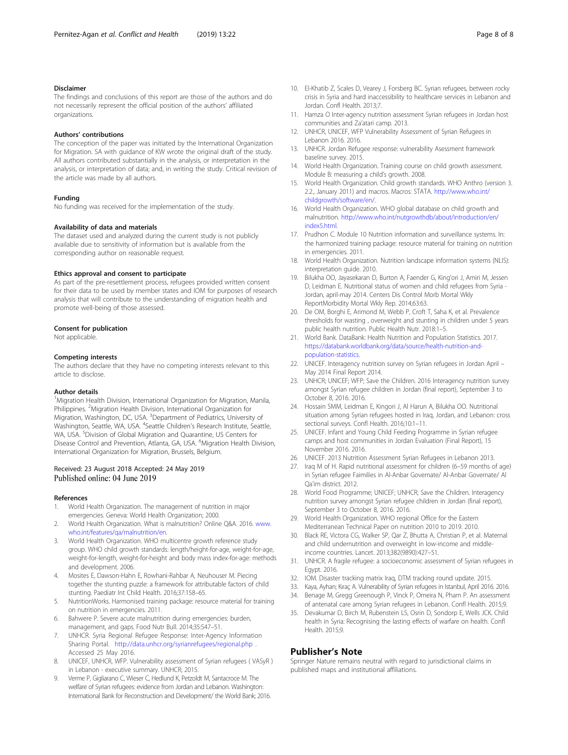### Disclaimer

The findings and conclusions of this report are those of the authors and do not necessarily represent the official position of the authors' affiliated organizations.

### Authors' contributions

The conception of the paper was initiated by the International Organization for Migration. SA with guidance of KW wrote the original draft of the study. All authors contributed substantially in the analysis, or interpretation in the analysis, or interpretation of data; and, in writing the study. Critical revision of the article was made by all authors.

### Funding

No funding was received for the implementation of the study.

### Availability of data and materials

The dataset used and analyzed during the current study is not publicly available due to sensitivity of information but is available from the corresponding author on reasonable request.

### Ethics approval and consent to participate

As part of the pre-resettlement process, refugees provided written consent for their data to be used by member states and IOM for purposes of research analysis that will contribute to the understanding of migration health and promote well-being of those assessed.

### Consent for publication

Not applicable.

### Competing interests

The authors declare that they have no competing interests relevant to this article to disclose.

### Author details

[1]Migration Health Division, International Organization for Migration, Manila, Philippines. [2]Migration Health Division, International Organization for Migration, Washington, DC, USA. [3]Department of Pediatrics, University of Washington, Seattle, WA, USA. [4]Seattle Children's Research Institute, Seattle, WA, USA. [5]Division of Global Migration and Quarantine, US Centers for Disease Control and Prevention, Atlanta, GA, USA. [6]Migration Health Division, International Organization for Migration, Brussels, Belgium.

Received: 23 August 2018 Accepted: 24 May 2019
Published online: 04 June 2019

### References

1. World Health Organization. The management of nutrition in major emergencies. Geneva: World Health Organization; 2000.
2. World Health Organization. What is malnutrition? Online Q&A. 2016. www.who.int/features/qa/malnutrition/en.
3. World Health Organization. WHO multicentre growth reference study group. WHO child growth standards: length/height-for-age, weight-for-age, weight-for-length, weight-for-height and body mass index-for-age: methods and development. 2006.
4. Mosites E, Dawson-Hahn E, Rowhani-Rahbar A, Neuhouser M. Piecing together the stunting puzzle: a framework for attributable factors of child stunting. Paediatr Int Child Health. 2016;37:158–65.
5. NutritionWorks. Harmonised training package: resource material for training on nutrition in emergencies. 2011.
6. Bahwere P. Severe acute malnutrition during emergencies: burden, management, and gaps. Food Nutr Bull. 2014;35:S47–51.
7. UNHCR. Syria Regional Refugee Response: Inter-Agency Information Sharing Portal. http://data.unhcr.org/syrianrefugees/regional.php . Accessed 25 May 2016.
8. UNICEF, UNHCR, WFP. Vulnerability assessment of Syrian refugees ( VASyR ) in Lebanon - executive summary. UNHCR; 2015.
9. Verme P, Gigliarano C, Wieser C, Hedlund K, Petzoldt M, Santacroce M. The welfare of Syrian refugees: evidence from Jordan and Lebanon. Washington: International Bank for Reconstruction and Development/ the World Bank; 2016.
10. El-Khatib Z, Scales D, Vearey J, Forsberg BC. Syrian refugees, between rocky crisis in Syria and hard inaccessibility to healthcare services in Lebanon and Jordan. Confl Health. 2013;7.
11. Hamza O Inter-agency nutrition assessment Syrian refugees in Jordan host communities and Za'atari camp. 2013.
12. UNHCR, UNICEF, WFP Vulnerability Assessment of Syrian Refugees in Lebanon 2016. 2016.
13. UNHCR. Jordan Refugee response: vulnerability Asessment framework baseline survey. 2015.
14. World Health Organization. Training course on child growth assessment. Module B: measuring a child's growth. 2008.
15. World Health Organization. Child growth standards. WHO Anthro (version 3. 2.2., January 2011) and macros. Macros: STATA. http://www.who.int/childgrowth/software/en/.
16. World Health Organization. WHO global database on child growth and malnutrition. http://www.who.int/nutgrowthdb/about/introduction/en/index5.html.
17. Prudhon C. Module 10 Nutrition information and surveillance systems. In: the harmonized training package: resource material for training on nutrition in emergencies. 2011.
18. World Health Organization. Nutrition landscape information systems (NLIS): interpretation guide. 2010.
19. Bilukha OO, Jayasekaran D, Burton A, Faender G, King'ori J, Amiri M, Jessen D, Leidman E. Nutritional status of women and child refugees from Syria - Jordan, april-may 2014. Centers Dis Control Morb Mortal Wkly ReportMorbidity Mortal Wkly Rep. 2014;63:63.
20. De OM, Borghi E, Arimond M, Webb P, Croft T, Saha K, et al. Prevalence thresholds for wasting , overweight and stunting in children under 5 years public health nutrition. Public Health Nutr. 2018:1–5.
21. World Bank. DataBank: Health Nutrition and Population Statistics. 2017. https://databank.worldbank.org/data/source/health-nutrition-and-population-statistics.
22. UNICEF. Interagency nutrition survey on Syrian refugees in Jordan April – May 2014 Final Report 2014.
23. UNHCR; UNICEF; WFP; Save the Children. 2016 Interagency nutrition survey amongst Syrian refugee children in Jordan (final report), September 3 to October 8, 2016. 2016.
24. Hossain SMM, Leidman E, Kingori J, Al Harun A, Bilukha OO. Nutritional situation among Syrian refugees hosted in Iraq, Jordan, and Lebanon: cross sectional surveys. Confl Health. 2016;10:1–11.
25. UNICEF. Infant and Young Child Feeding Programme in Syrian refugee camps and host communities in Jordan Evaluation (Final Report), 15 November 2016. 2016.
26. UNICEF. 2013 Nutrition Assessment Syrian Refugees in Lebanon 2013.
27. Iraq M of H. Rapid nutritional assessment for children (6–59 months of age) in Syrian refugee Faimilies in Al-Anbar Governate/ Al-Anbar Governate/ Al Qa'im district. 2012.
28. World Food Programme; UNICEF; UNHCR; Save the Children. Interagency nutrition survey amongst Syrian refugee children in Jordan (final report), September 3 to October 8, 2016. 2016.
29. World Health Organization. WHO regional Office for the Eastern Mediterranean Technical Paper on nutrition 2010 to 2019. 2010.
30. Black RE, Victora CG, Walker SP, Qar Z, Bhutta A, Christian P, et al. Maternal and child undernutrition and overweight in low-income and middle-income countries. Lancet. 2013;382(9890):427–51.
31. UNHCR. A fragile refugee: a socioeconomic assessment of Syrian refugees in Egypt. 2016.
32. IOM. Disaster tracking matrix Iraq, DTM tracking round update. 2015.
33. Kaya, Ayhan; Kıraç A. Vulnerability of Syrian refugees in Istanbul, April 2016. 2016.
34. Benage M, Gregg Greenough P, Vinck P, Omeira N, Pham P. An assessment of antenatal care among Syrian refugees in Lebanon. Confl Health. 2015;9.
35. Devakumar D, Birch M, Rubenstein LS, Osrin D, Sondorp E, Wells JCK. Child health in Syria: Recognising the lasting effects of warfare on health. Confl Health. 2015;9.

## Publisher's Note

Springer Nature remains neutral with regard to jurisdictional claims in published maps and institutional affiliations.